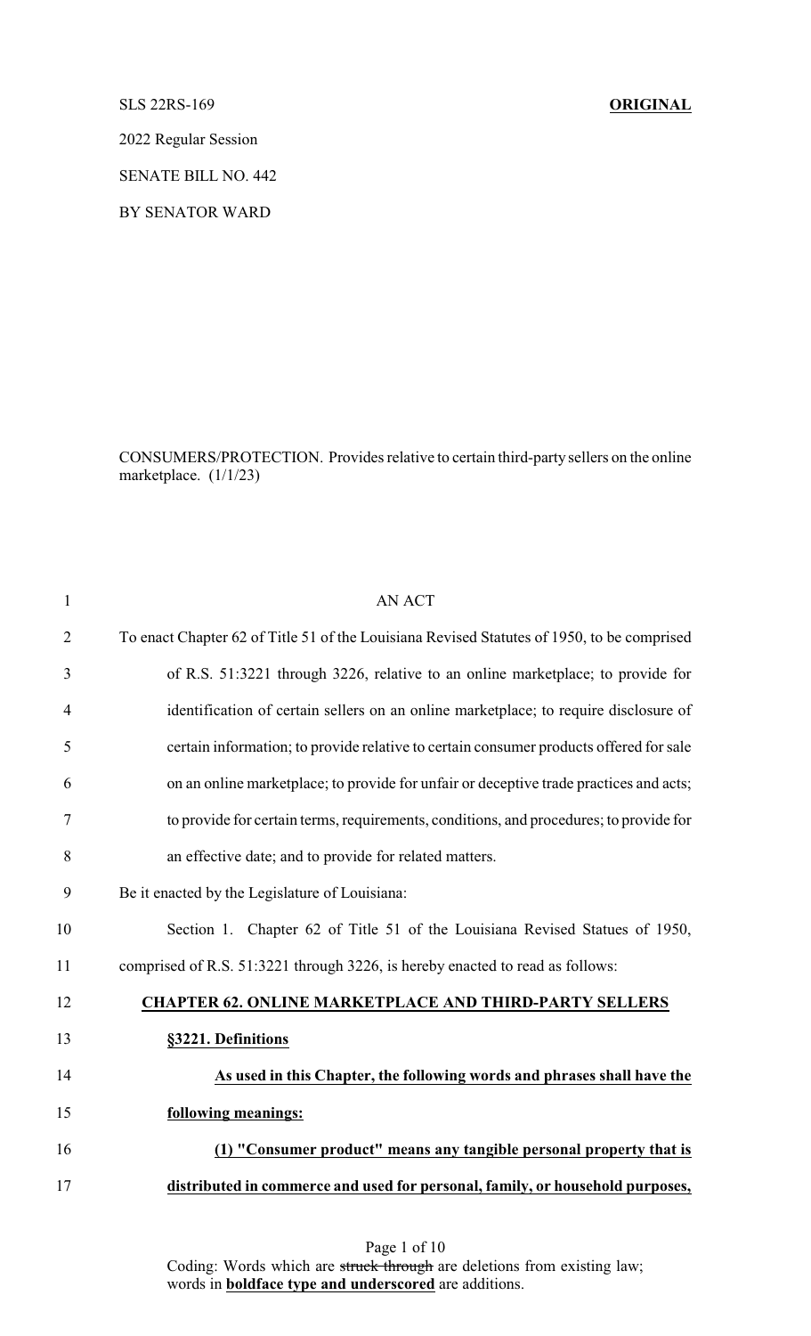SLS 22RS-169 **ORIGINAL**

2022 Regular Session

SENATE BILL NO. 442

BY SENATOR WARD

CONSUMERS/PROTECTION. Provides relative to certain third-party sellers on the online marketplace. (1/1/23)

AN ACT

To enact Chapter 62 of Title 51 of the Louisiana Revised Statutes of 1950, to be comprised of R.S. 51:3221 through 3226, relative to an online marketplace; to provide for identification of certain sellers on an online marketplace; to require disclosure of certain information; to provide relative to certain consumer products offered for sale on an online marketplace; to provide for unfair or deceptive trade practices and acts; to provide for certain terms, requirements, conditions, and procedures; to provide for an effective date; and to provide for related matters.

Be it enacted by the Legislature of Louisiana:

Section 1. Chapter 62 of Title 51 of the Louisiana Revised Statues of 1950, comprised of R.S. 51:3221 through 3226, is hereby enacted to read as follows:

**CHAPTER 62. ONLINE MARKETPLACE AND THIRD-PARTY SELLERS**

**§3221. Definitions**

**As used in this Chapter, the following words and phrases shall have the following meanings:**

**(1) "Consumer product" means any tangible personal property that is distributed in commerce and used for personal, family, or household purposes,**

Coding: Words which are ~~struck through~~ are deletions from existing law; words in **boldface type and underscored** are additions.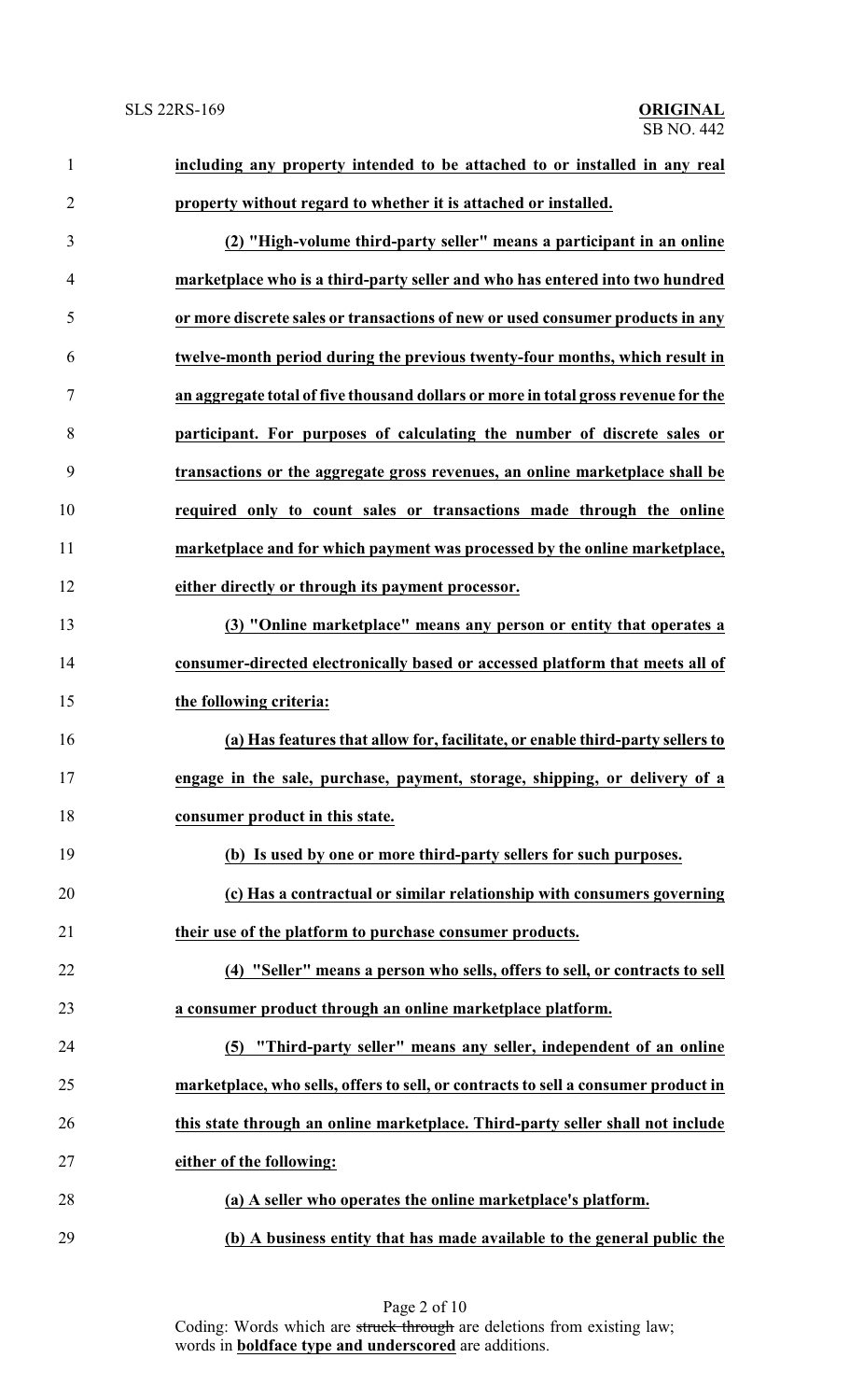**including any property intended to be attached to or installed in any real property without regard to whether it is attached or installed.**

**(2) "High-volume third-party seller" means a participant in an online marketplace who is a third-party seller and who has entered into two hundred or more discrete sales or transactions of new or used consumer products in any twelve-month period during the previous twenty-four months, which result in an aggregate total of five thousand dollars or more in total gross revenue for the participant. For purposes of calculating the number of discrete sales or transactions or the aggregate gross revenues, an online marketplace shall be required only to count sales or transactions made through the online marketplace and for which payment was processed by the online marketplace, either directly or through its payment processor.**

**(3) "Online marketplace" means any person or entity that operates a consumer-directed electronically based or accessed platform that meets all of the following criteria:**

**(a) Has features that allow for, facilitate, or enable third-party sellers to engage in the sale, purchase, payment, storage, shipping, or delivery of a consumer product in this state.**

**(b) Is used by one or more third-party sellers for such purposes.**

**(c) Has a contractual or similar relationship with consumers governing their use of the platform to purchase consumer products.**

**(4) "Seller" means a person who sells, offers to sell, or contracts to sell a consumer product through an online marketplace platform.**

**(5) "Third-party seller" means any seller, independent of an online marketplace, who sells, offers to sell, or contracts to sell a consumer product in this state through an online marketplace. Third-party seller shall not include either of the following:**

**(a) A seller who operates the online marketplace's platform.**

**(b) A business entity that has made available to the general public the**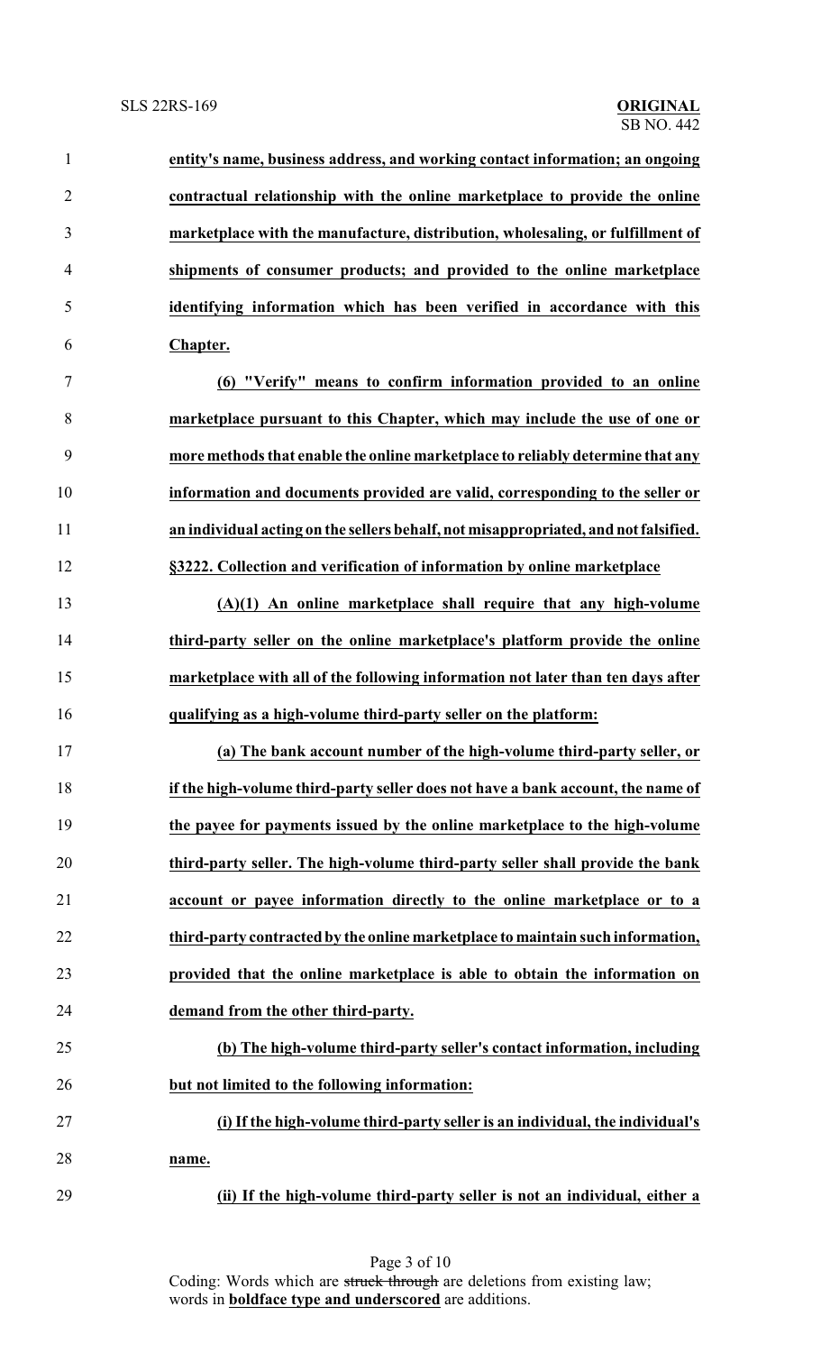**entity's name, business address, and working contact information; an ongoing contractual relationship with the online marketplace to provide the online marketplace with the manufacture, distribution, wholesaling, or fulfillment of shipments of consumer products; and provided to the online marketplace identifying information which has been verified in accordance with this Chapter.**

**(6) "Verify" means to confirm information provided to an online marketplace pursuant to this Chapter, which may include the use of one or more methods that enable the online marketplace to reliably determine that any information and documents provided are valid, corresponding to the seller or an individual acting on the sellers behalf, not misappropriated, and not falsified.**

**§3222. Collection and verification of information by online marketplace**

**(A)(1) An online marketplace shall require that any high-volume third-party seller on the online marketplace's platform provide the online marketplace with all of the following information not later than ten days after qualifying as a high-volume third-party seller on the platform:**

**(a) The bank account number of the high-volume third-party seller, or if the high-volume third-party seller does not have a bank account, the name of the payee for payments issued by the online marketplace to the high-volume third-party seller. The high-volume third-party seller shall provide the bank account or payee information directly to the online marketplace or to a third-party contracted by the online marketplace to maintain such information, provided that the online marketplace is able to obtain the information on demand from the other third-party.**

**(b) The high-volume third-party seller's contact information, including but not limited to the following information:**

**(i) If the high-volume third-party seller is an individual, the individual's name.**

**(ii) If the high-volume third-party seller is not an individual, either a**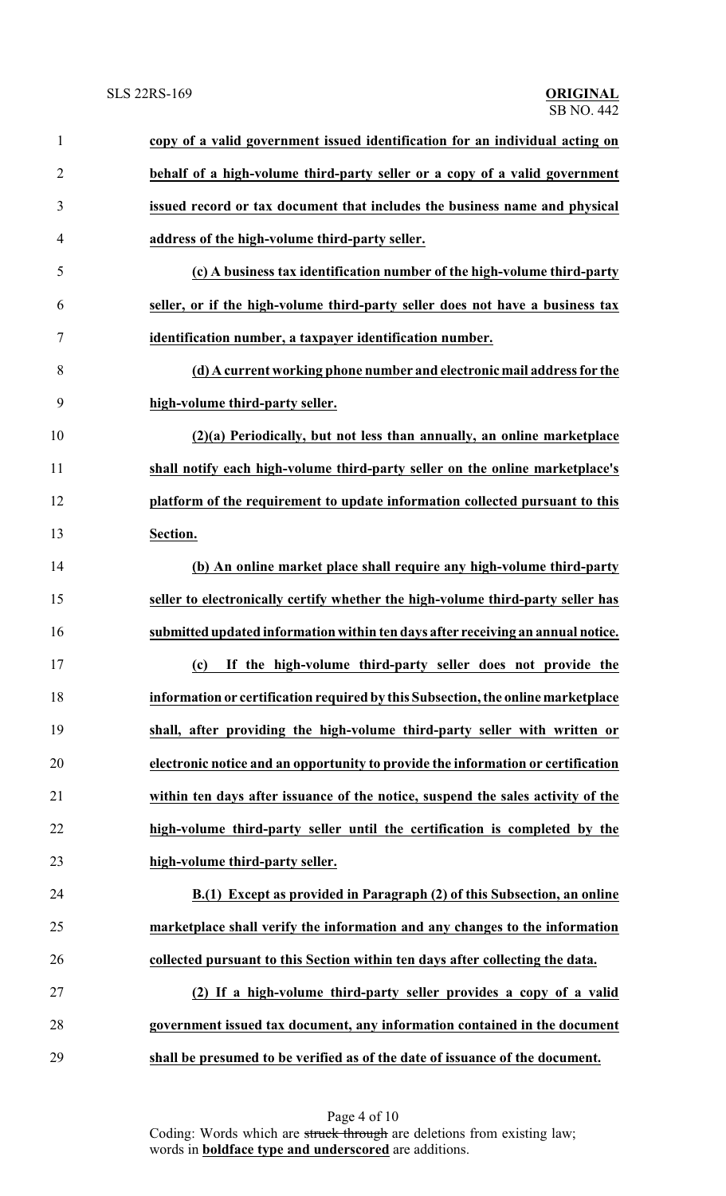**copy of a valid government issued identification for an individual acting on behalf of a high-volume third-party seller or a copy of a valid government issued record or tax document that includes the business name and physical address of the high-volume third-party seller.**

**(c) A business tax identification number of the high-volume third-party seller, or if the high-volume third-party seller does not have a business tax identification number, a taxpayer identification number.**

**(d) A current working phone number and electronic mail address for the high-volume third-party seller.**

**(2)(a) Periodically, but not less than annually, an online marketplace shall notify each high-volume third-party seller on the online marketplace's platform of the requirement to update information collected pursuant to this Section.**

**(b) An online market place shall require any high-volume third-party seller to electronically certify whether the high-volume third-party seller has submitted updated information within ten days after receiving an annual notice.**

**(c) If the high-volume third-party seller does not provide the information or certification required by this Subsection, the online marketplace shall, after providing the high-volume third-party seller with written or electronic notice and an opportunity to provide the information or certification within ten days after issuance of the notice, suspend the sales activity of the high-volume third-party seller until the certification is completed by the high-volume third-party seller.**

**B.(1) Except as provided in Paragraph (2) of this Subsection, an online marketplace shall verify the information and any changes to the information collected pursuant to this Section within ten days after collecting the data.**

**(2) If a high-volume third-party seller provides a copy of a valid government issued tax document, any information contained in the document shall be presumed to be verified as of the date of issuance of the document.**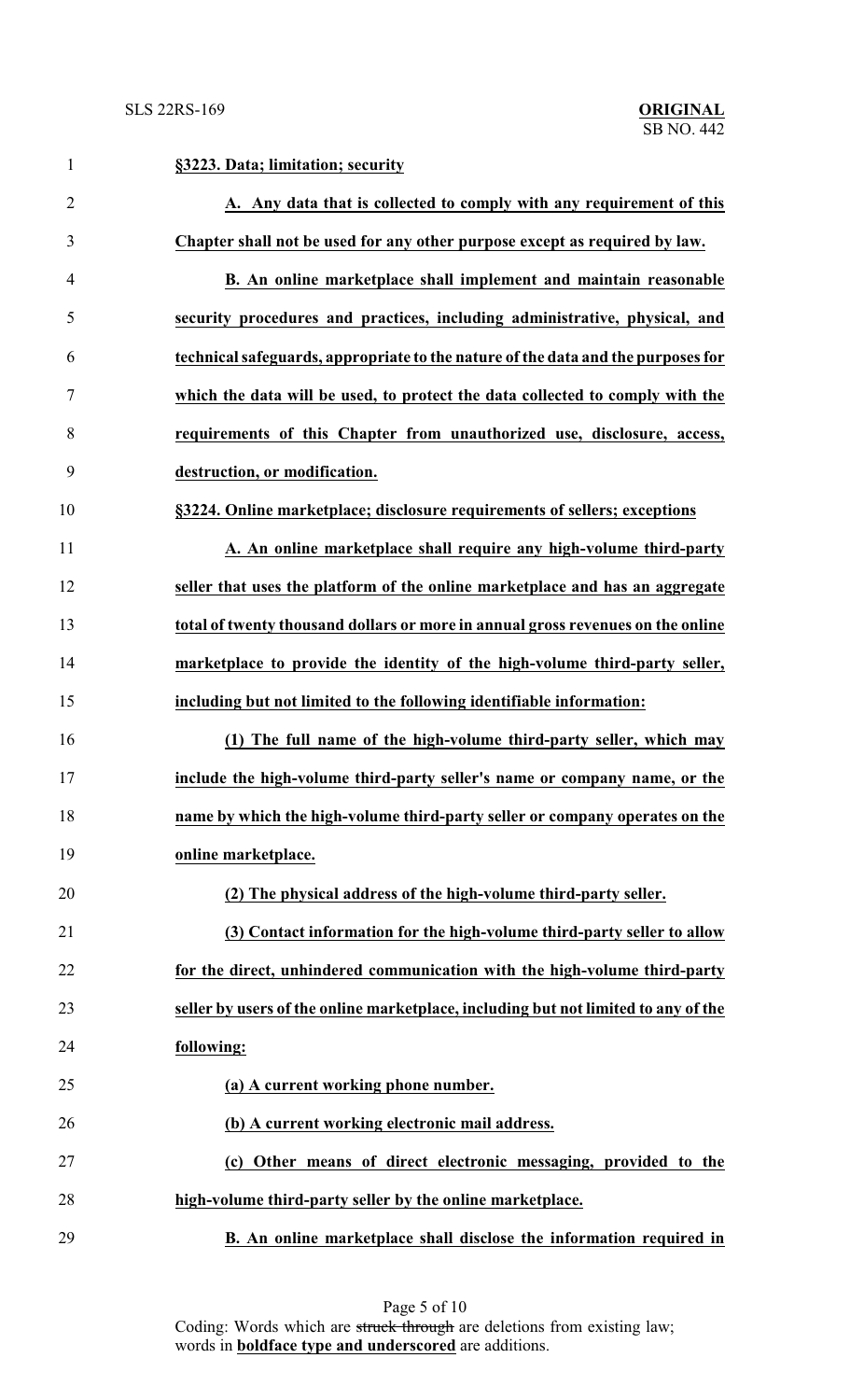**§3223. Data; limitation; security**

**A. Any data that is collected to comply with any requirement of this Chapter shall not be used for any other purpose except as required by law.**

**B. An online marketplace shall implement and maintain reasonable security procedures and practices, including administrative, physical, and technical safeguards, appropriate to the nature of the data and the purposes for which the data will be used, to protect the data collected to comply with the requirements of this Chapter from unauthorized use, disclosure, access, destruction, or modification.**

**§3224. Online marketplace; disclosure requirements of sellers; exceptions**

**A. An online marketplace shall require any high-volume third-party seller that uses the platform of the online marketplace and has an aggregate total of twenty thousand dollars or more in annual gross revenues on the online marketplace to provide the identity of the high-volume third-party seller, including but not limited to the following identifiable information:**

**(1) The full name of the high-volume third-party seller, which may include the high-volume third-party seller's name or company name, or the name by which the high-volume third-party seller or company operates on the online marketplace.**

**(2) The physical address of the high-volume third-party seller.**

**(3) Contact information for the high-volume third-party seller to allow for the direct, unhindered communication with the high-volume third-party seller by users of the online marketplace, including but not limited to any of the following:**

**(a) A current working phone number.**

**(b) A current working electronic mail address.**

**(c) Other means of direct electronic messaging, provided to the high-volume third-party seller by the online marketplace.**

**B. An online marketplace shall disclose the information required in**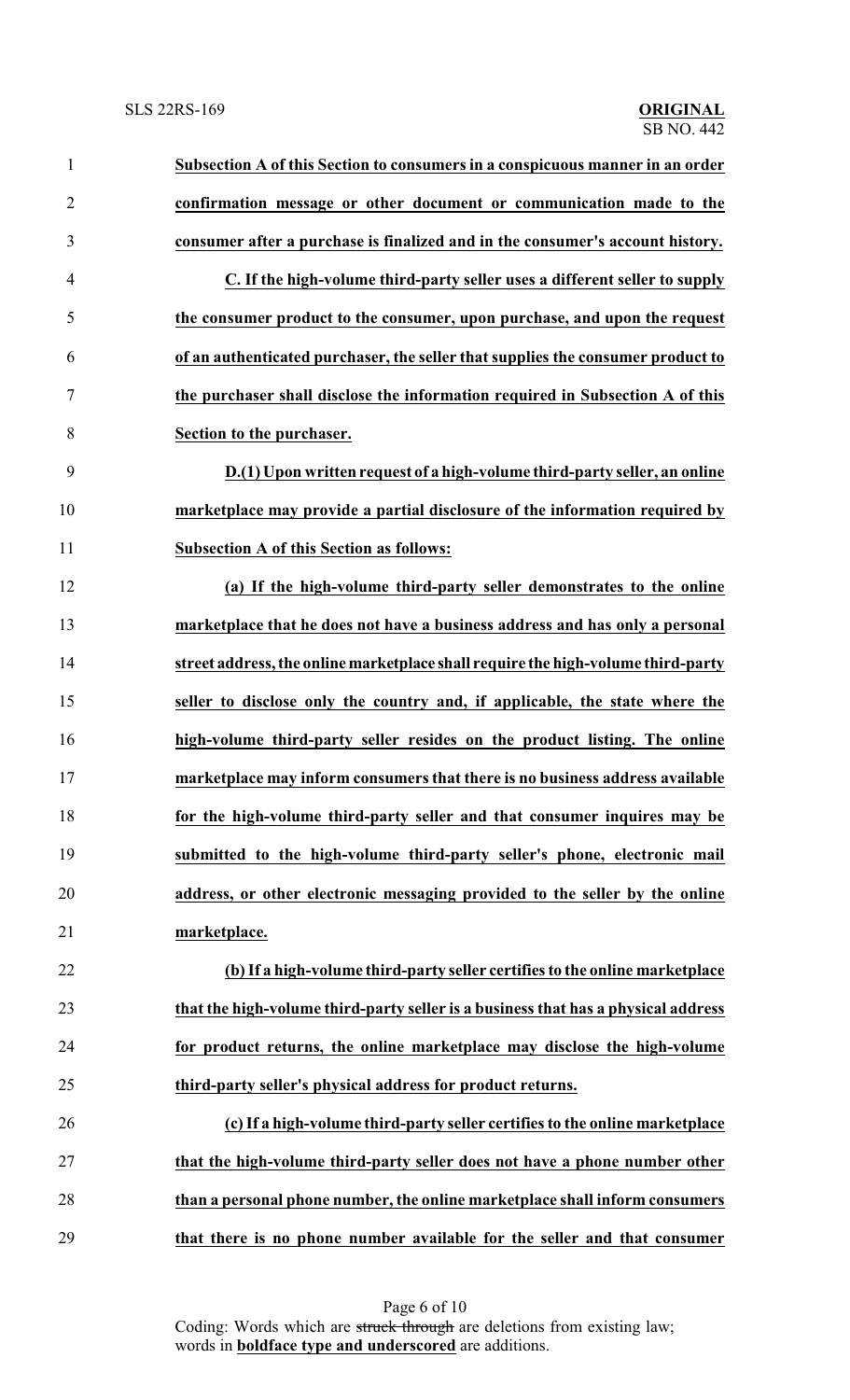**Subsection A of this Section to consumers in a conspicuous manner in an order confirmation message or other document or communication made to the consumer after a purchase is finalized and in the consumer's account history.**

**C. If the high-volume third-party seller uses a different seller to supply the consumer product to the consumer, upon purchase, and upon the request of an authenticated purchaser, the seller that supplies the consumer product to the purchaser shall disclose the information required in Subsection A of this Section to the purchaser.**

**D.(1) Upon written request of a high-volume third-party seller, an online marketplace may provide a partial disclosure of the information required by Subsection A of this Section as follows:**

**(a) If the high-volume third-party seller demonstrates to the online marketplace that he does not have a business address and has only a personal street address, the online marketplace shall require the high-volume third-party seller to disclose only the country and, if applicable, the state where the high-volume third-party seller resides on the product listing. The online marketplace may inform consumers that there is no business address available for the high-volume third-party seller and that consumer inquires may be submitted to the high-volume third-party seller's phone, electronic mail address, or other electronic messaging provided to the seller by the online marketplace.**

**(b) If a high-volume third-party seller certifies to the online marketplace that the high-volume third-party seller is a business that has a physical address for product returns, the online marketplace may disclose the high-volume third-party seller's physical address for product returns.**

**(c) If a high-volume third-party seller certifies to the online marketplace that the high-volume third-party seller does not have a phone number other than a personal phone number, the online marketplace shall inform consumers that there is no phone number available for the seller and that consumer**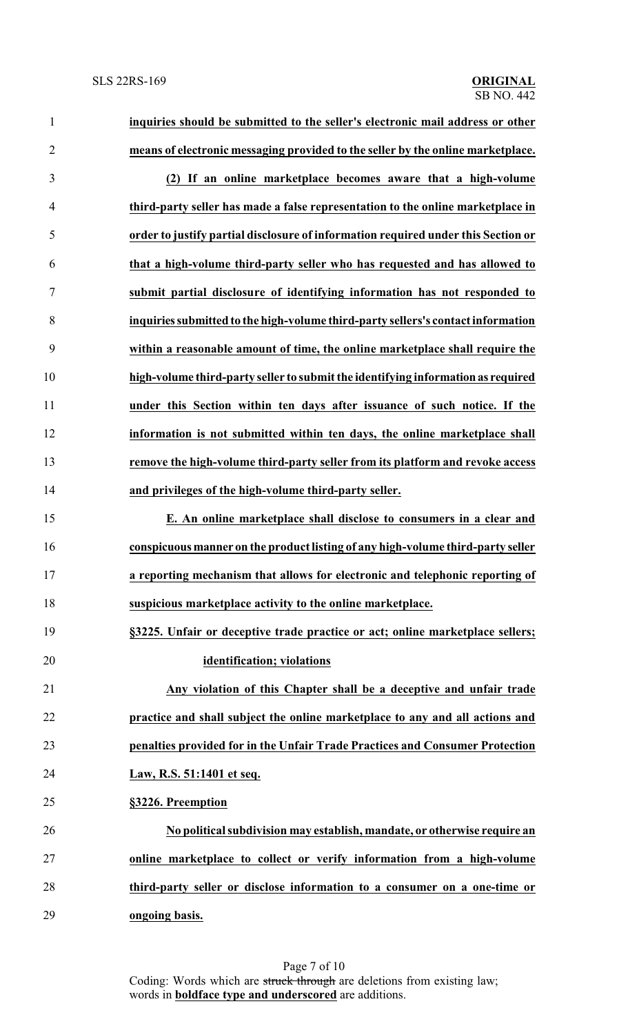**inquiries should be submitted to the seller's electronic mail address or other means of electronic messaging provided to the seller by the online marketplace.**

**(2) If an online marketplace becomes aware that a high-volume third-party seller has made a false representation to the online marketplace in order to justify partial disclosure of information required under this Section or that a high-volume third-party seller who has requested and has allowed to submit partial disclosure of identifying information has not responded to inquiries submitted to the high-volume third-party sellers's contact information within a reasonable amount of time, the online marketplace shall require the high-volume third-party seller to submit the identifying information as required under this Section within ten days after issuance of such notice. If the information is not submitted within ten days, the online marketplace shall remove the high-volume third-party seller from its platform and revoke access and privileges of the high-volume third-party seller.**

**E. An online marketplace shall disclose to consumers in a clear and conspicuous manner on the product listing of any high-volume third-party seller a reporting mechanism that allows for electronic and telephonic reporting of suspicious marketplace activity to the online marketplace.**

**§3225. Unfair or deceptive trade practice or act; online marketplace sellers; identification; violations**

**Any violation of this Chapter shall be a deceptive and unfair trade practice and shall subject the online marketplace to any and all actions and penalties provided for in the Unfair Trade Practices and Consumer Protection Law, R.S. 51:1401 et seq.**

**§3226. Preemption**

**No political subdivision may establish, mandate, or otherwise require an online marketplace to collect or verify information from a high-volume third-party seller or disclose information to a consumer on a one-time or ongoing basis.**

Coding: Words which are ~~struck through~~ are deletions from existing law; words in **boldface type and underscored** are additions.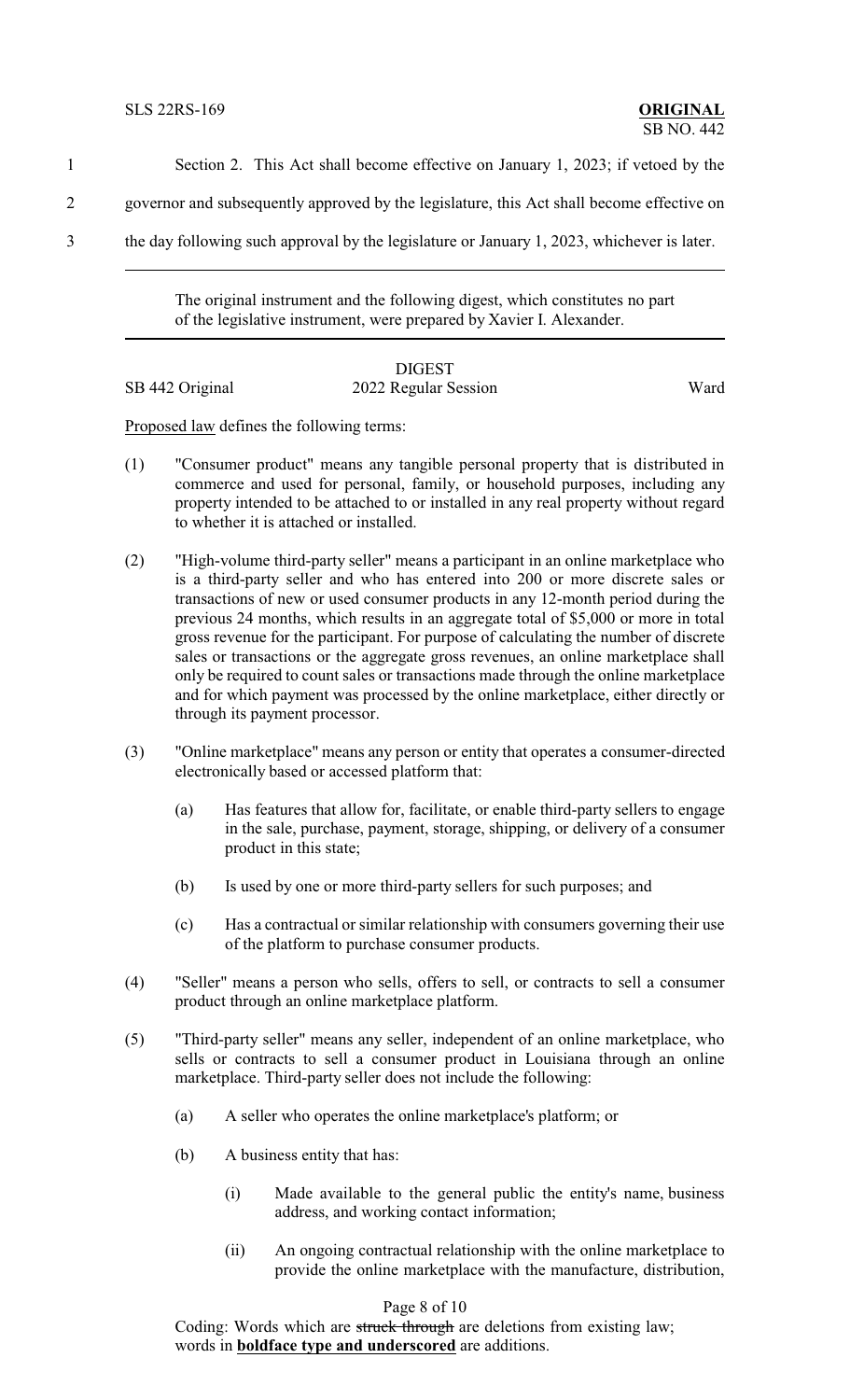Section 2. This Act shall become effective on January 1, 2023; if vetoed by the governor and subsequently approved by the legislature, this Act shall become effective on the day following such approval by the legislature or January 1, 2023, whichever is later.

---

The original instrument and the following digest, which constitutes no part of the legislative instrument, were prepared by Xavier I. Alexander.

---

DIGEST

SB 442 Original — 2022 Regular Session — Ward

Proposed law defines the following terms:

(1) "Consumer product" means any tangible personal property that is distributed in commerce and used for personal, family, or household purposes, including any property intended to be attached to or installed in any real property without regard to whether it is attached or installed.

(2) "High-volume third-party seller" means a participant in an online marketplace who is a third-party seller and who has entered into 200 or more discrete sales or transactions of new or used consumer products in any 12-month period during the previous 24 months, which results in an aggregate total of $5,000 or more in total gross revenue for the participant. For purpose of calculating the number of discrete sales or transactions or the aggregate gross revenues, an online marketplace shall only be required to count sales or transactions made through the online marketplace and for which payment was processed by the online marketplace, either directly or through its payment processor.

(3) "Online marketplace" means any person or entity that operates a consumer-directed electronically based or accessed platform that:

   (a) Has features that allow for, facilitate, or enable third-party sellers to engage in the sale, purchase, payment, storage, shipping, or delivery of a consumer product in this state;

   (b) Is used by one or more third-party sellers for such purposes; and

   (c) Has a contractual or similar relationship with consumers governing their use of the platform to purchase consumer products.

(4) "Seller" means a person who sells, offers to sell, or contracts to sell a consumer product through an online marketplace platform.

(5) "Third-party seller" means any seller, independent of an online marketplace, who sells or contracts to sell a consumer product in Louisiana through an online marketplace. Third-party seller does not include the following:

   (a) A seller who operates the online marketplace's platform; or

   (b) A business entity that has:

      (i) Made available to the general public the entity's name, business address, and working contact information;

      (ii) An ongoing contractual relationship with the online marketplace to provide the online marketplace with the manufacture, distribution,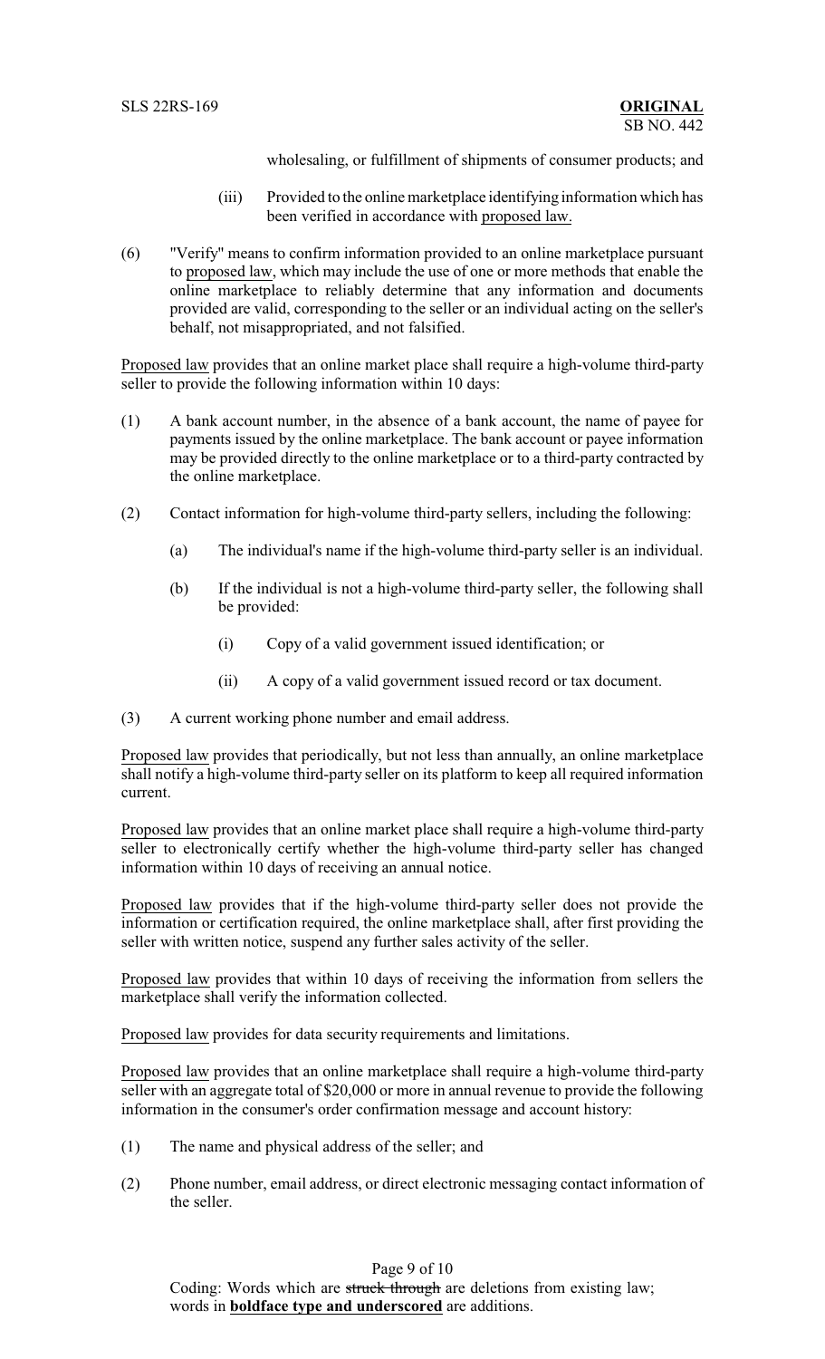wholesaling, or fulfillment of shipments of consumer products; and

(iii) Provided to the online marketplace identifying information which has been verified in accordance with proposed law.

(6) "Verify" means to confirm information provided to an online marketplace pursuant to proposed law, which may include the use of one or more methods that enable the online marketplace to reliably determine that any information and documents provided are valid, corresponding to the seller or an individual acting on the seller's behalf, not misappropriated, and not falsified.

Proposed law provides that an online market place shall require a high-volume third-party seller to provide the following information within 10 days:

(1) A bank account number, in the absence of a bank account, the name of payee for payments issued by the online marketplace. The bank account or payee information may be provided directly to the online marketplace or to a third-party contracted by the online marketplace.

(2) Contact information for high-volume third-party sellers, including the following:

(a) The individual's name if the high-volume third-party seller is an individual.

(b) If the individual is not a high-volume third-party seller, the following shall be provided:

(i) Copy of a valid government issued identification; or

(ii) A copy of a valid government issued record or tax document.

(3) A current working phone number and email address.

Proposed law provides that periodically, but not less than annually, an online marketplace shall notify a high-volume third-party seller on its platform to keep all required information current.

Proposed law provides that an online market place shall require a high-volume third-party seller to electronically certify whether the high-volume third-party seller has changed information within 10 days of receiving an annual notice.

Proposed law provides that if the high-volume third-party seller does not provide the information or certification required, the online marketplace shall, after first providing the seller with written notice, suspend any further sales activity of the seller.

Proposed law provides that within 10 days of receiving the information from sellers the marketplace shall verify the information collected.

Proposed law provides for data security requirements and limitations.

Proposed law provides that an online marketplace shall require a high-volume third-party seller with an aggregate total of $20,000 or more in annual revenue to provide the following information in the consumer's order confirmation message and account history:

(1) The name and physical address of the seller; and

(2) Phone number, email address, or direct electronic messaging contact information of the seller.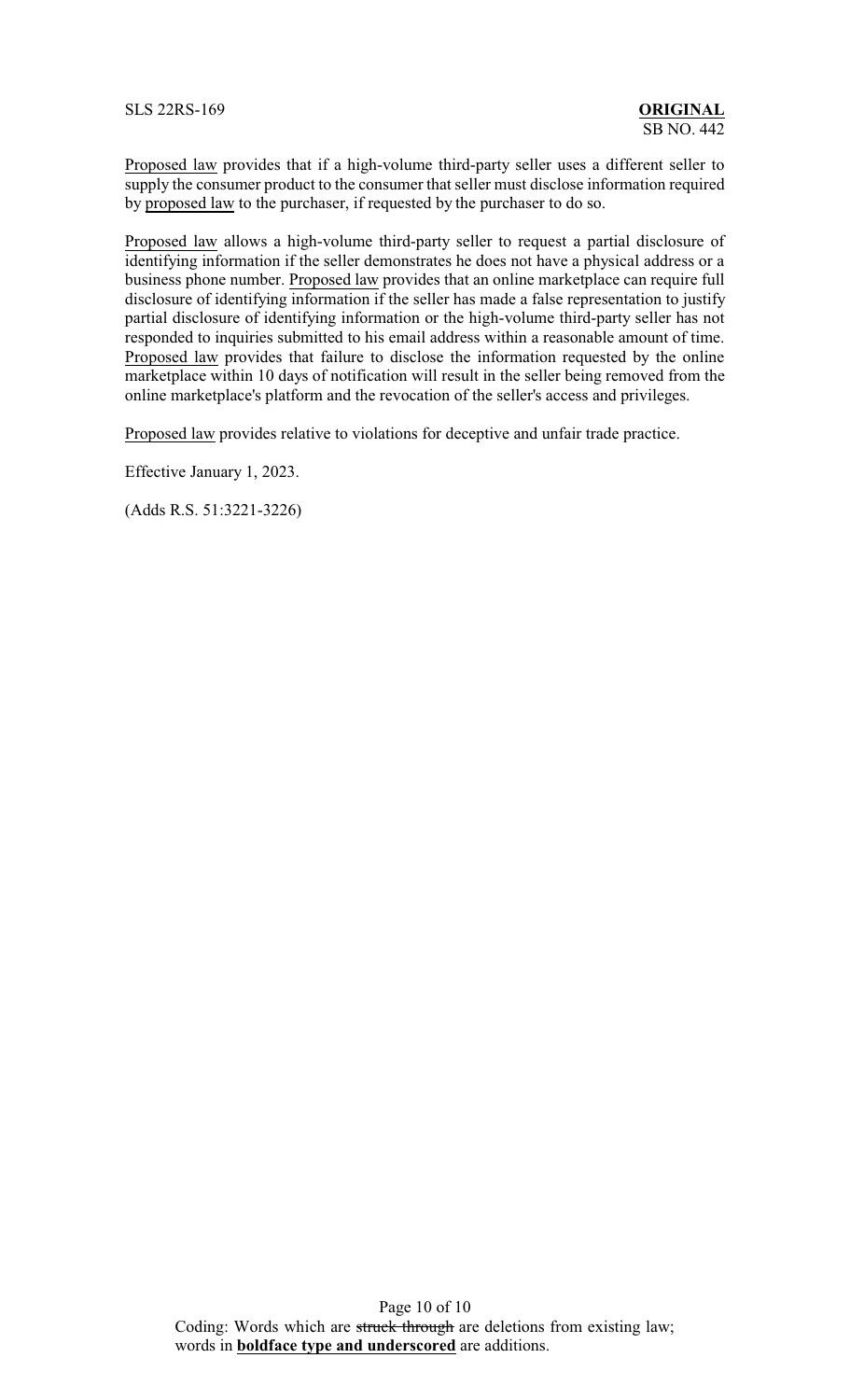Proposed law provides that if a high-volume third-party seller uses a different seller to supply the consumer product to the consumer that seller must disclose information required by proposed law to the purchaser, if requested by the purchaser to do so.

Proposed law allows a high-volume third-party seller to request a partial disclosure of identifying information if the seller demonstrates he does not have a physical address or a business phone number. Proposed law provides that an online marketplace can require full disclosure of identifying information if the seller has made a false representation to justify partial disclosure of identifying information or the high-volume third-party seller has not responded to inquiries submitted to his email address within a reasonable amount of time. Proposed law provides that failure to disclose the information requested by the online marketplace within 10 days of notification will result in the seller being removed from the online marketplace's platform and the revocation of the seller's access and privileges.

Proposed law provides relative to violations for deceptive and unfair trade practice.

Effective January 1, 2023.

(Adds R.S. 51:3221-3226)

Coding: Words which are ~~struck through~~ are deletions from existing law; words in **boldface type and underscored** are additions.